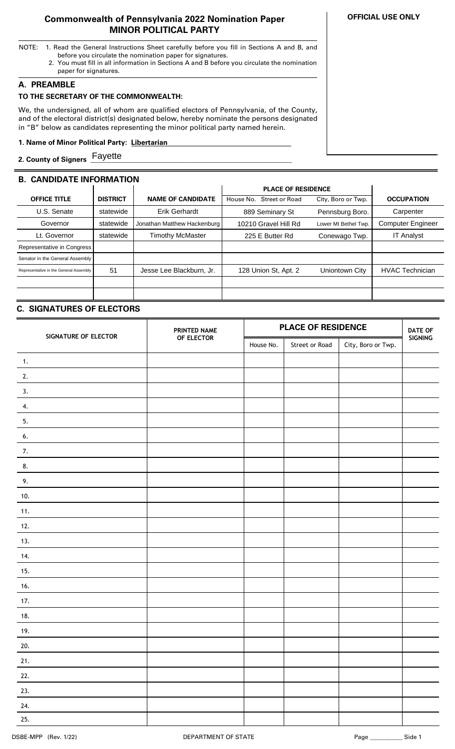# Commonwealth of Pennsylvania 2022 Nomination Paper
## MINOR POLITICAL PARTY

**OFFICIAL USE ONLY**

NOTE:
1. Read the General Instructions Sheet carefully before you fill in Sections A and B, and before you circulate the nomination paper for signatures.
2. You must fill in all information in Sections A and B before you circulate the nomination paper for signatures.

## A. PREAMBLE

**TO THE SECRETARY OF THE COMMONWEALTH:**

We, the undersigned, all of whom are qualified electors of Pennsylvania, of the County, and of the electoral district(s) designated below, hereby nominate the persons designated in "B" below as candidates representing the minor political party named herein.

**1. Name of Minor Political Party:** **Libertarian**

**2. County of Signers** Fayette

## B. CANDIDATE INFORMATION

| OFFICE TITLE | DISTRICT | NAME OF CANDIDATE | PLACE OF RESIDENCE | | OCCUPATION |
|---|---|---|---|---|---|
| | | | House No. Street or Road | City, Boro or Twp. | |
| U.S. Senate | statewide | Erik Gerhardt | 889 Seminary St | Pennsburg Boro. | Carpenter |
| Governor | statewide | Jonathan Matthew Hackenburg | 10210 Gravel Hill Rd | Lower Mt Bethel Twp. | Computer Engineer |
| Lt. Governor | statewide | Timothy McMaster | 225 E Butter Rd | Conewago Twp. | IT Analyst |
| Representative in Congress | | | | | |
| Senator in the General Assembly | | | | | |
| Representative in the General Assembly | 51 | Jesse Lee Blackburn, Jr. | 128 Union St, Apt. 2 | Uniontown City | HVAC Technician |
| | | | | | |
| | | | | | |

## C. SIGNATURES OF ELECTORS

| SIGNATURE OF ELECTOR | PRINTED NAME OF ELECTOR | PLACE OF RESIDENCE | | | DATE OF SIGNING |
|---|---|---|---|---|---|
| | | House No. | Street or Road | City, Boro or Twp. | |
| 1. | | | | | |
| 2. | | | | | |
| 3. | | | | | |
| 4. | | | | | |
| 5. | | | | | |
| 6. | | | | | |
| 7. | | | | | |
| 8. | | | | | |
| 9. | | | | | |
| 10. | | | | | |
| 11. | | | | | |
| 12. | | | | | |
| 13. | | | | | |
| 14. | | | | | |
| 15. | | | | | |
| 16. | | | | | |
| 17. | | | | | |
| 18. | | | | | |
| 19. | | | | | |
| 20. | | | | | |
| 21. | | | | | |
| 22. | | | | | |
| 23. | | | | | |
| 24. | | | | | |
| 25. | | | | | |

DSBE-MPP (Rev. 1/22) DEPARTMENT OF STATE Page ________ Side 1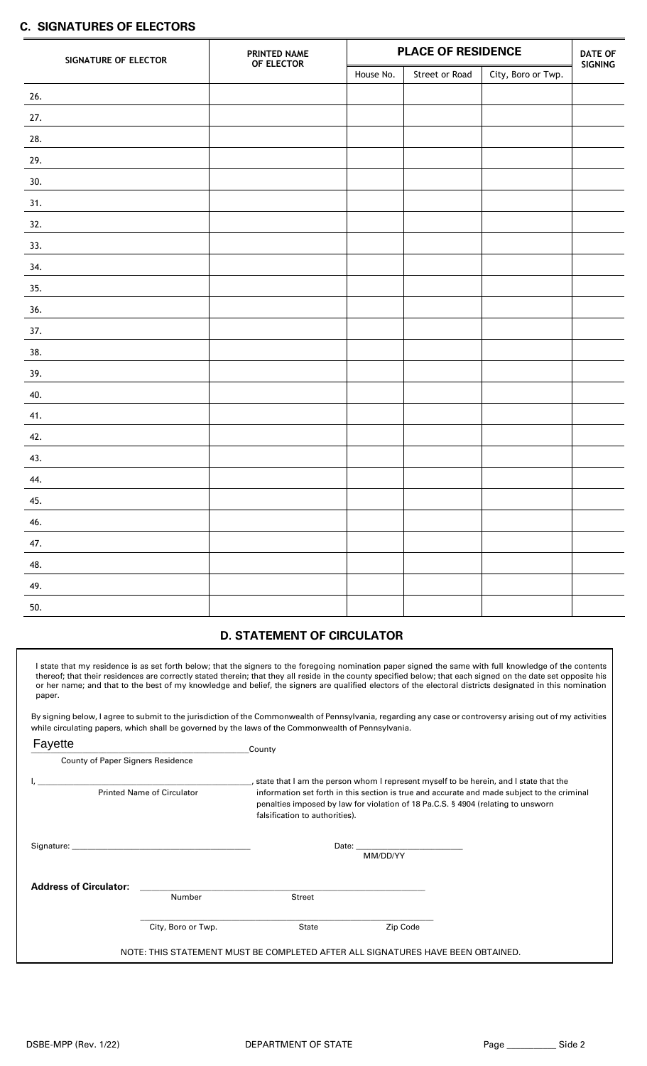## C. SIGNATURES OF ELECTORS

| SIGNATURE OF ELECTOR | PRINTED NAME OF ELECTOR | PLACE OF RESIDENCE | | | DATE OF SIGNING |
|---|---|---|---|---|---|
| | | House No. | Street or Road | City, Boro or Twp. | |
| 26. | | | | | |
| 27. | | | | | |
| 28. | | | | | |
| 29. | | | | | |
| 30. | | | | | |
| 31. | | | | | |
| 32. | | | | | |
| 33. | | | | | |
| 34. | | | | | |
| 35. | | | | | |
| 36. | | | | | |
| 37. | | | | | |
| 38. | | | | | |
| 39. | | | | | |
| 40. | | | | | |
| 41. | | | | | |
| 42. | | | | | |
| 43. | | | | | |
| 44. | | | | | |
| 45. | | | | | |
| 46. | | | | | |
| 47. | | | | | |
| 48. | | | | | |
| 49. | | | | | |
| 50. | | | | | |

## D. STATEMENT OF CIRCULATOR

I state that my residence is as set forth below; that the signers to the foregoing nomination paper signed the same with full knowledge of the contents thereof; that their residences are correctly stated therein; that they all reside in the county specified below; that each signed on the date set opposite his or her name; and that to the best of my knowledge and belief, the signers are qualified electors of the electoral districts designated in this nomination paper.

By signing below, I agree to submit to the jurisdiction of the Commonwealth of Pennsylvania, regarding any case or controversy arising out of my activities while circulating papers, which shall be governed by the laws of the Commonwealth of Pennsylvania.

Fayette County
County of Paper Signers Residence

I, ______________________________, state that I am the person whom I represent myself to be herein, and I state that the information set forth in this section is true and accurate and made subject to the criminal penalties imposed by law for violation of 18 Pa.C.S. § 4904 (relating to unsworn falsification to authorities).
Printed Name of Circulator

Signature: ______________________________ Date: ______________________________
MM/DD/YY

**Address of Circulator:** ______________________________
Number Street

______________________________
City, Boro or Twp. State Zip Code

NOTE: THIS STATEMENT MUST BE COMPLETED AFTER ALL SIGNATURES HAVE BEEN OBTAINED.

DSBE-MPP (Rev. 1/22) DEPARTMENT OF STATE Page __________ Side 2